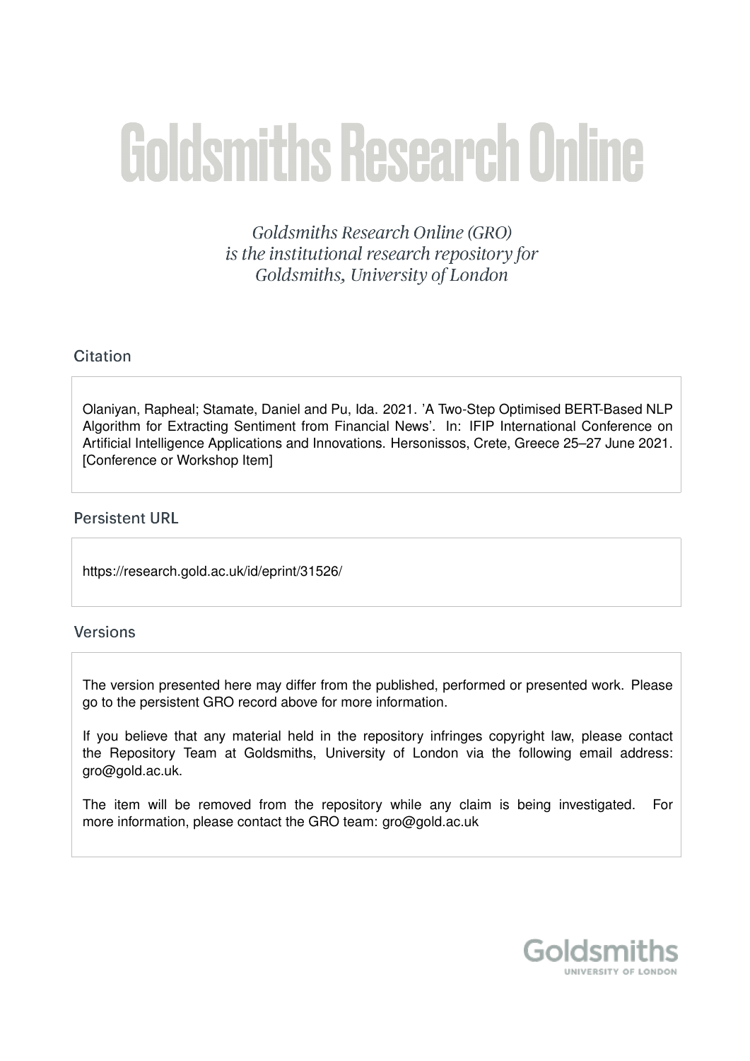# Goldsmiths Research Online

*Goldsmiths Research Online (GRO) is the institutional research repository for Goldsmiths, University of London*

## Citation

Olaniyan, Rapheal; Stamate, Daniel and Pu, Ida. 2021. 'A Two-Step Optimised BERT-Based NLP Algorithm for Extracting Sentiment from Financial News'. In: IFIP International Conference on Artificial Intelligence Applications and Innovations. Hersonissos, Crete, Greece 25–27 June 2021. [Conference or Workshop Item]

## Persistent URL

https://research.gold.ac.uk/id/eprint/31526/

## Versions

The version presented here may differ from the published, performed or presented work. Please go to the persistent GRO record above for more information.

If you believe that any material held in the repository infringes copyright law, please contact the Repository Team at Goldsmiths, University of London via the following email address: gro@gold.ac.uk.

The item will be removed from the repository while any claim is being investigated. For more information, please contact the GRO team: gro@gold.ac.uk

Goldsmiths
UNIVERSITY OF LONDON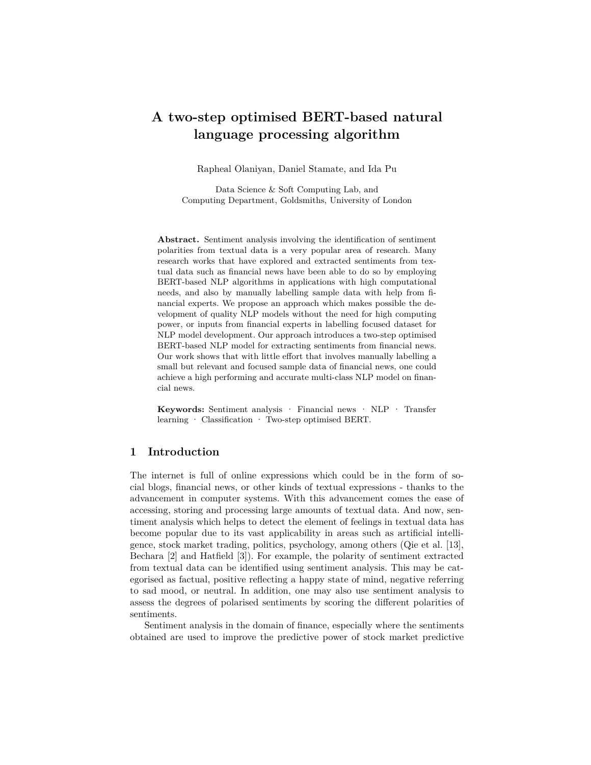# A two-step optimised BERT-based natural language processing algorithm

Rapheal Olaniyan, Daniel Stamate, and Ida Pu

Data Science & Soft Computing Lab, and
Computing Department, Goldsmiths, University of London

**Abstract.** Sentiment analysis involving the identification of sentiment polarities from textual data is a very popular area of research. Many research works that have explored and extracted sentiments from textual data such as financial news have been able to do so by employing BERT-based NLP algorithms in applications with high computational needs, and also by manually labelling sample data with help from financial experts. We propose an approach which makes possible the development of quality NLP models without the need for high computing power, or inputs from financial experts in labelling focused dataset for NLP model development. Our approach introduces a two-step optimised BERT-based NLP model for extracting sentiments from financial news. Our work shows that with little effort that involves manually labelling a small but relevant and focused sample data of financial news, one could achieve a high performing and accurate multi-class NLP model on financial news.

**Keywords:** Sentiment analysis · Financial news · NLP · Transfer learning · Classification · Two-step optimised BERT.

## 1 Introduction

The internet is full of online expressions which could be in the form of social blogs, financial news, or other kinds of textual expressions - thanks to the advancement in computer systems. With this advancement comes the ease of accessing, storing and processing large amounts of textual data. And now, sentiment analysis which helps to detect the element of feelings in textual data has become popular due to its vast applicability in areas such as artificial intelligence, stock market trading, politics, psychology, among others (Qie et al. [13], Bechara [2] and Hatfield [3]). For example, the polarity of sentiment extracted from textual data can be identified using sentiment analysis. This may be categorised as factual, positive reflecting a happy state of mind, negative referring to sad mood, or neutral. In addition, one may also use sentiment analysis to assess the degrees of polarised sentiments by scoring the different polarities of sentiments.

Sentiment analysis in the domain of finance, especially where the sentiments obtained are used to improve the predictive power of stock market predictive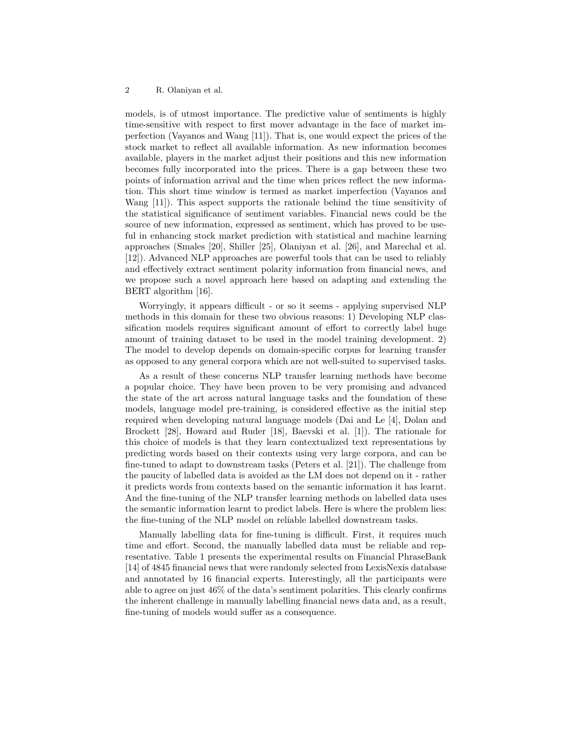models, is of utmost importance. The predictive value of sentiments is highly time-sensitive with respect to first mover advantage in the face of market imperfection (Vayanos and Wang [11]). That is, one would expect the prices of the stock market to reflect all available information. As new information becomes available, players in the market adjust their positions and this new information becomes fully incorporated into the prices. There is a gap between these two points of information arrival and the time when prices reflect the new information. This short time window is termed as market imperfection (Vayanos and Wang [11]). This aspect supports the rationale behind the time sensitivity of the statistical significance of sentiment variables. Financial news could be the source of new information, expressed as sentiment, which has proved to be useful in enhancing stock market prediction with statistical and machine learning approaches (Smales [20], Shiller [25], Olaniyan et al. [26], and Marechal et al. [12]). Advanced NLP approaches are powerful tools that can be used to reliably and effectively extract sentiment polarity information from financial news, and we propose such a novel approach here based on adapting and extending the BERT algorithm [16].

Worryingly, it appears difficult - or so it seems - applying supervised NLP methods in this domain for these two obvious reasons: 1) Developing NLP classification models requires significant amount of effort to correctly label huge amount of training dataset to be used in the model training development. 2) The model to develop depends on domain-specific corpus for learning transfer as opposed to any general corpora which are not well-suited to supervised tasks.

As a result of these concerns NLP transfer learning methods have become a popular choice. They have been proven to be very promising and advanced the state of the art across natural language tasks and the foundation of these models, language model pre-training, is considered effective as the initial step required when developing natural language models (Dai and Le [4], Dolan and Brockett [28], Howard and Ruder [18], Baevski et al. [1]). The rationale for this choice of models is that they learn contextualized text representations by predicting words based on their contexts using very large corpora, and can be fine-tuned to adapt to downstream tasks (Peters et al. [21]). The challenge from the paucity of labelled data is avoided as the LM does not depend on it - rather it predicts words from contexts based on the semantic information it has learnt. And the fine-tuning of the NLP transfer learning methods on labelled data uses the semantic information learnt to predict labels. Here is where the problem lies: the fine-tuning of the NLP model on reliable labelled downstream tasks.

Manually labelling data for fine-tuning is difficult. First, it requires much time and effort. Second, the manually labelled data must be reliable and representative. Table 1 presents the experimental results on Financial PhraseBank [14] of 4845 financial news that were randomly selected from LexisNexis database and annotated by 16 financial experts. Interestingly, all the participants were able to agree on just 46% of the data's sentiment polarities. This clearly confirms the inherent challenge in manually labelling financial news data and, as a result, fine-tuning of models would suffer as a consequence.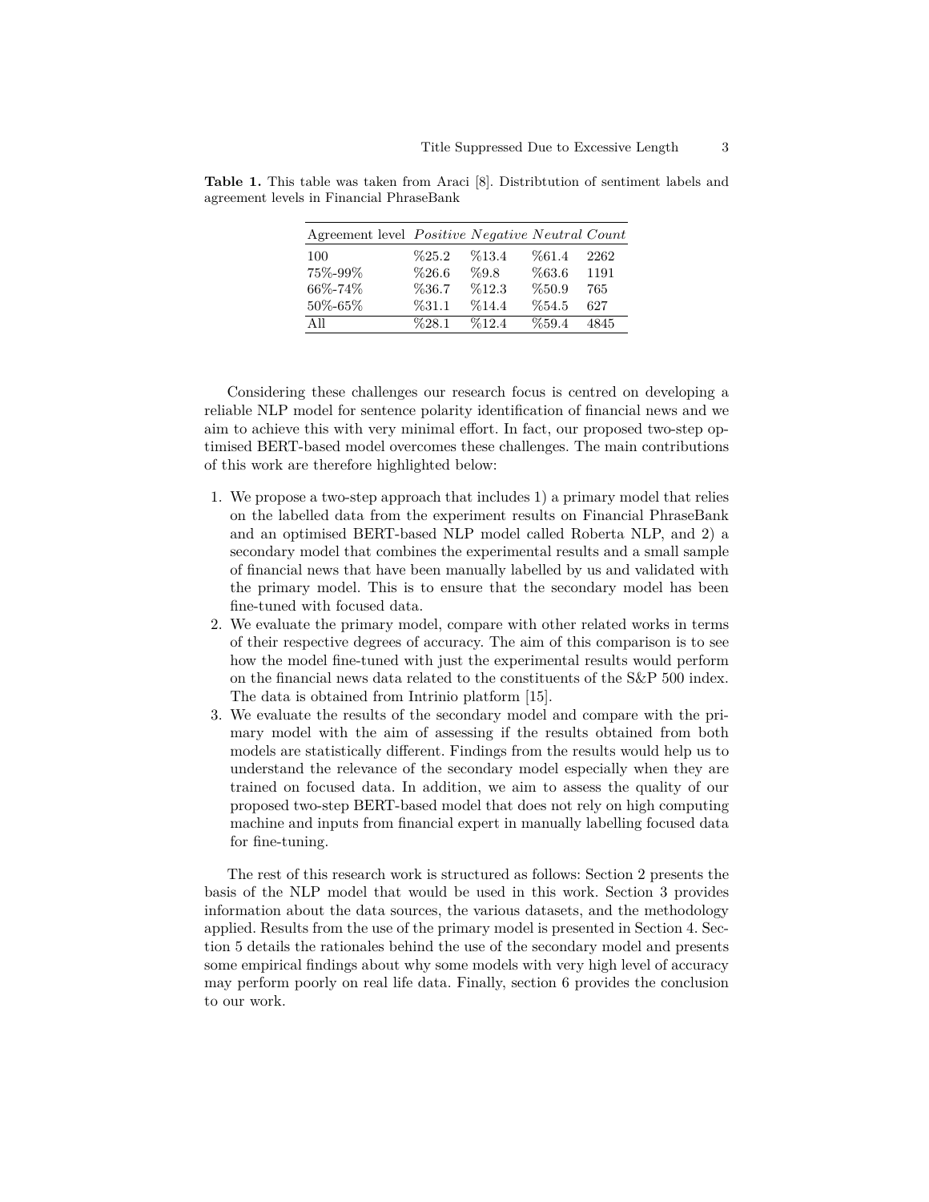**Table 1.** This table was taken from Araci [8]. Distribtution of sentiment labels and agreement levels in Financial PhraseBank

| Agreement level | *Positive* | *Negative* | *Neutral* | *Count* |
|---|---|---|---|---|
| 100 | %25.2 | %13.4 | %61.4 | 2262 |
| 75%-99% | %26.6 | %9.8 | %63.6 | 1191 |
| 66%-74% | %36.7 | %12.3 | %50.9 | 765 |
| 50%-65% | %31.1 | %14.4 | %54.5 | 627 |
| All | %28.1 | %12.4 | %59.4 | 4845 |

Considering these challenges our research focus is centred on developing a reliable NLP model for sentence polarity identification of financial news and we aim to achieve this with very minimal effort. In fact, our proposed two-step optimised BERT-based model overcomes these challenges. The main contributions of this work are therefore highlighted below:

1. We propose a two-step approach that includes 1) a primary model that relies on the labelled data from the experiment results on Financial PhraseBank and an optimised BERT-based NLP model called Roberta NLP, and 2) a secondary model that combines the experimental results and a small sample of financial news that have been manually labelled by us and validated with the primary model. This is to ensure that the secondary model has been fine-tuned with focused data.
2. We evaluate the primary model, compare with other related works in terms of their respective degrees of accuracy. The aim of this comparison is to see how the model fine-tuned with just the experimental results would perform on the financial news data related to the constituents of the S&P 500 index. The data is obtained from Intrinio platform [15].
3. We evaluate the results of the secondary model and compare with the primary model with the aim of assessing if the results obtained from both models are statistically different. Findings from the results would help us to understand the relevance of the secondary model especially when they are trained on focused data. In addition, we aim to assess the quality of our proposed two-step BERT-based model that does not rely on high computing machine and inputs from financial expert in manually labelling focused data for fine-tuning.

The rest of this research work is structured as follows: Section 2 presents the basis of the NLP model that would be used in this work. Section 3 provides information about the data sources, the various datasets, and the methodology applied. Results from the use of the primary model is presented in Section 4. Section 5 details the rationales behind the use of the secondary model and presents some empirical findings about why some models with very high level of accuracy may perform poorly on real life data. Finally, section 6 provides the conclusion to our work.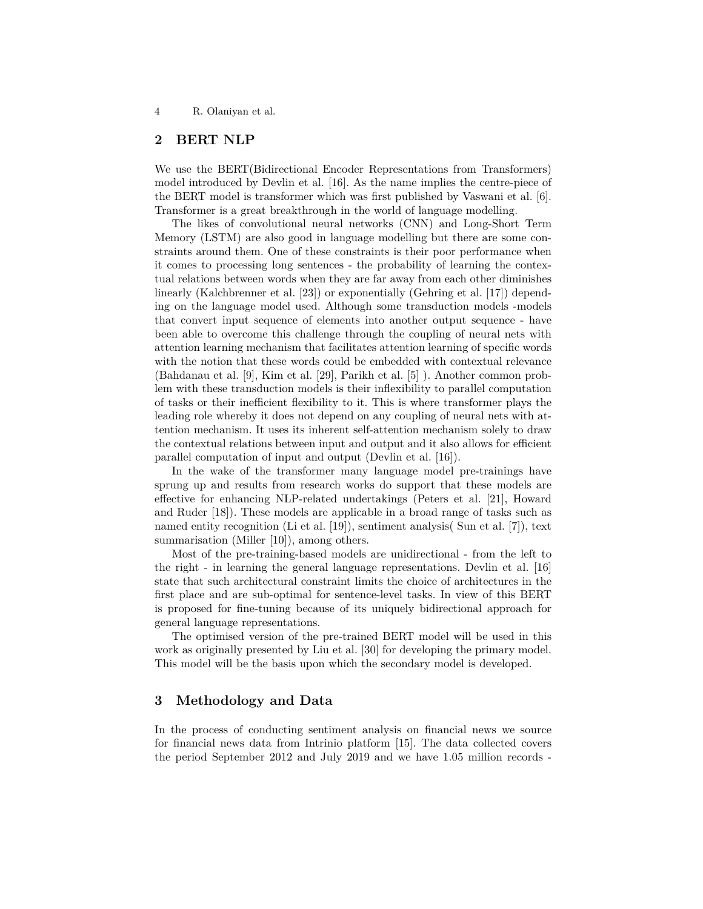## 2 BERT NLP

We use the BERT(Bidirectional Encoder Representations from Transformers) model introduced by Devlin et al. [16]. As the name implies the centre-piece of the BERT model is transformer which was first published by Vaswani et al. [6]. Transformer is a great breakthrough in the world of language modelling.

The likes of convolutional neural networks (CNN) and Long-Short Term Memory (LSTM) are also good in language modelling but there are some constraints around them. One of these constraints is their poor performance when it comes to processing long sentences - the probability of learning the contextual relations between words when they are far away from each other diminishes linearly (Kalchbrenner et al. [23]) or exponentially (Gehring et al. [17]) depending on the language model used. Although some transduction models -models that convert input sequence of elements into another output sequence - have been able to overcome this challenge through the coupling of neural nets with attention learning mechanism that facilitates attention learning of specific words with the notion that these words could be embedded with contextual relevance (Bahdanau et al. [9], Kim et al. [29], Parikh et al. [5] ). Another common problem with these transduction models is their inflexibility to parallel computation of tasks or their inefficient flexibility to it. This is where transformer plays the leading role whereby it does not depend on any coupling of neural nets with attention mechanism. It uses its inherent self-attention mechanism solely to draw the contextual relations between input and output and it also allows for efficient parallel computation of input and output (Devlin et al. [16]).

In the wake of the transformer many language model pre-trainings have sprung up and results from research works do support that these models are effective for enhancing NLP-related undertakings (Peters et al. [21], Howard and Ruder [18]). These models are applicable in a broad range of tasks such as named entity recognition (Li et al. [19]), sentiment analysis( Sun et al. [7]), text summarisation (Miller [10]), among others.

Most of the pre-training-based models are unidirectional - from the left to the right - in learning the general language representations. Devlin et al. [16] state that such architectural constraint limits the choice of architectures in the first place and are sub-optimal for sentence-level tasks. In view of this BERT is proposed for fine-tuning because of its uniquely bidirectional approach for general language representations.

The optimised version of the pre-trained BERT model will be used in this work as originally presented by Liu et al. [30] for developing the primary model. This model will be the basis upon which the secondary model is developed.

## 3 Methodology and Data

In the process of conducting sentiment analysis on financial news we source for financial news data from Intrinio platform [15]. The data collected covers the period September 2012 and July 2019 and we have 1.05 million records -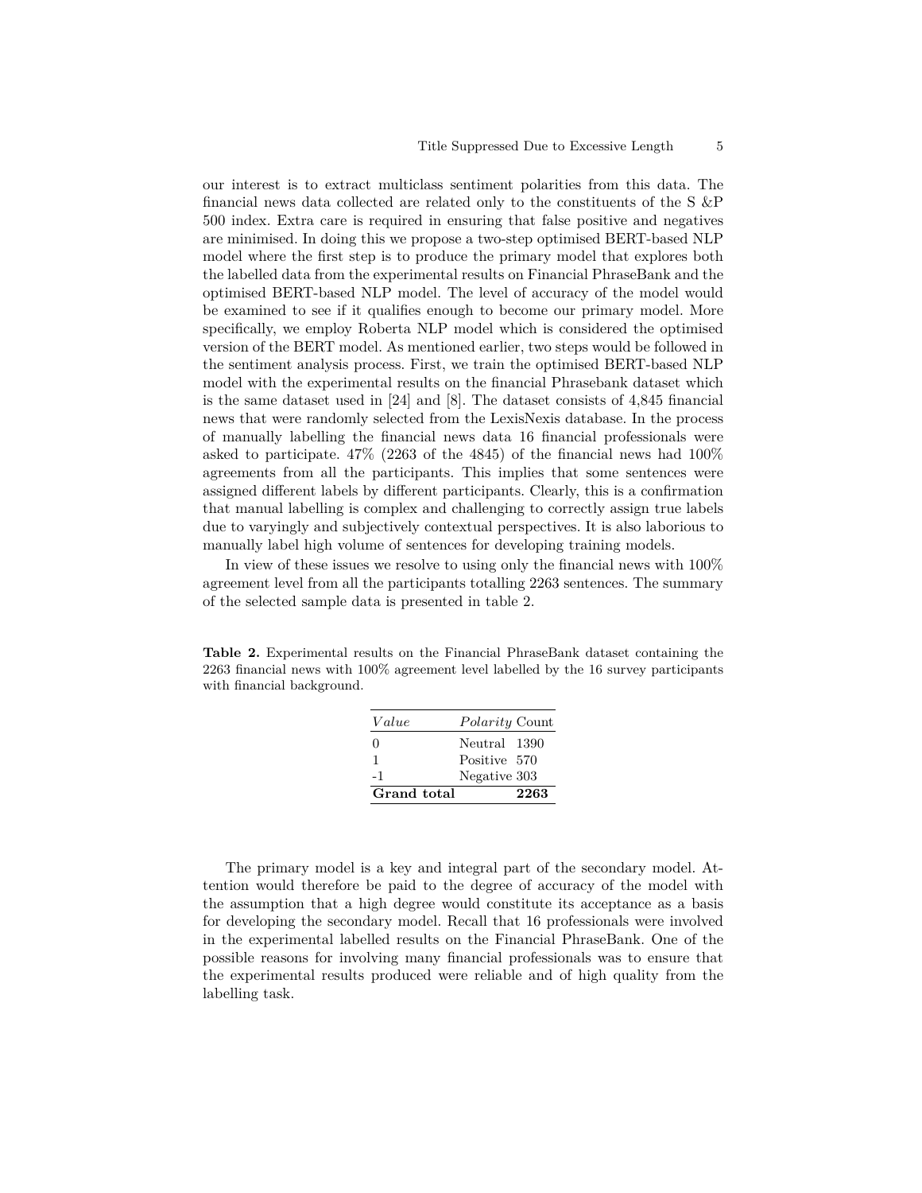our interest is to extract multiclass sentiment polarities from this data. The financial news data collected are related only to the constituents of the S &P 500 index. Extra care is required in ensuring that false positive and negatives are minimised. In doing this we propose a two-step optimised BERT-based NLP model where the first step is to produce the primary model that explores both the labelled data from the experimental results on Financial PhraseBank and the optimised BERT-based NLP model. The level of accuracy of the model would be examined to see if it qualifies enough to become our primary model. More specifically, we employ Roberta NLP model which is considered the optimised version of the BERT model. As mentioned earlier, two steps would be followed in the sentiment analysis process. First, we train the optimised BERT-based NLP model with the experimental results on the financial Phrasebank dataset which is the same dataset used in [24] and [8]. The dataset consists of 4,845 financial news that were randomly selected from the LexisNexis database. In the process of manually labelling the financial news data 16 financial professionals were asked to participate. 47% (2263 of the 4845) of the financial news had 100% agreements from all the participants. This implies that some sentences were assigned different labels by different participants. Clearly, this is a confirmation that manual labelling is complex and challenging to correctly assign true labels due to varyingly and subjectively contextual perspectives. It is also laborious to manually label high volume of sentences for developing training models.

In view of these issues we resolve to using only the financial news with 100% agreement level from all the participants totalling 2263 sentences. The summary of the selected sample data is presented in table 2.

**Table 2.** Experimental results on the Financial PhraseBank dataset containing the 2263 financial news with 100% agreement level labelled by the 16 survey participants with financial background.

| *Value* | *Polarity* | Count |
|---|---|---|
| 0 | Neutral | 1390 |
| 1 | Positive | 570 |
| -1 | Negative | 303 |
| **Grand total** | | **2263** |

The primary model is a key and integral part of the secondary model. Attention would therefore be paid to the degree of accuracy of the model with the assumption that a high degree would constitute its acceptance as a basis for developing the secondary model. Recall that 16 professionals were involved in the experimental labelled results on the Financial PhraseBank. One of the possible reasons for involving many financial professionals was to ensure that the experimental results produced were reliable and of high quality from the labelling task.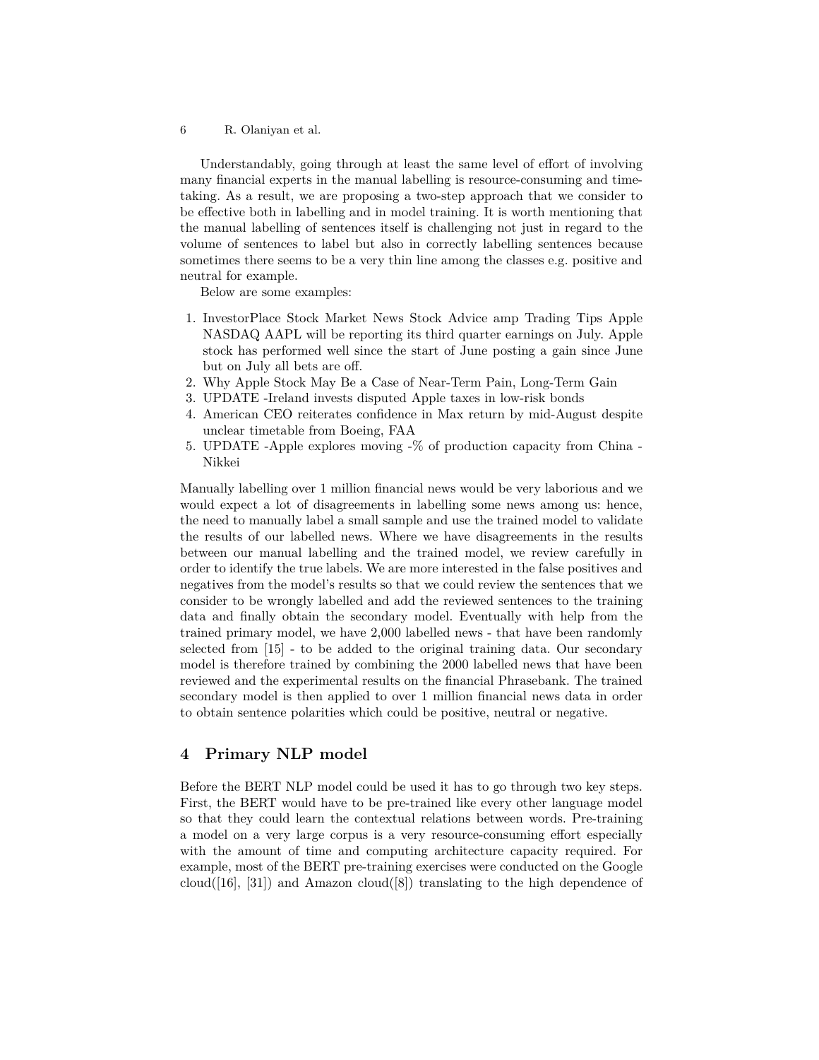Understandably, going through at least the same level of effort of involving many financial experts in the manual labelling is resource-consuming and time-taking. As a result, we are proposing a two-step approach that we consider to be effective both in labelling and in model training. It is worth mentioning that the manual labelling of sentences itself is challenging not just in regard to the volume of sentences to label but also in correctly labelling sentences because sometimes there seems to be a very thin line among the classes e.g. positive and neutral for example.

Below are some examples:

1. InvestorPlace Stock Market News Stock Advice amp Trading Tips Apple NASDAQ AAPL will be reporting its third quarter earnings on July. Apple stock has performed well since the start of June posting a gain since June but on July all bets are off.
2. Why Apple Stock May Be a Case of Near-Term Pain, Long-Term Gain
3. UPDATE -Ireland invests disputed Apple taxes in low-risk bonds
4. American CEO reiterates confidence in Max return by mid-August despite unclear timetable from Boeing, FAA
5. UPDATE -Apple explores moving -% of production capacity from China - Nikkei

Manually labelling over 1 million financial news would be very laborious and we would expect a lot of disagreements in labelling some news among us: hence, the need to manually label a small sample and use the trained model to validate the results of our labelled news. Where we have disagreements in the results between our manual labelling and the trained model, we review carefully in order to identify the true labels. We are more interested in the false positives and negatives from the model's results so that we could review the sentences that we consider to be wrongly labelled and add the reviewed sentences to the training data and finally obtain the secondary model. Eventually with help from the trained primary model, we have 2,000 labelled news - that have been randomly selected from [15] - to be added to the original training data. Our secondary model is therefore trained by combining the 2000 labelled news that have been reviewed and the experimental results on the financial Phrasebank. The trained secondary model is then applied to over 1 million financial news data in order to obtain sentence polarities which could be positive, neutral or negative.

## 4 Primary NLP model

Before the BERT NLP model could be used it has to go through two key steps. First, the BERT would have to be pre-trained like every other language model so that they could learn the contextual relations between words. Pre-training a model on a very large corpus is a very resource-consuming effort especially with the amount of time and computing architecture capacity required. For example, most of the BERT pre-training exercises were conducted on the Google cloud([16], [31]) and Amazon cloud([8]) translating to the high dependence of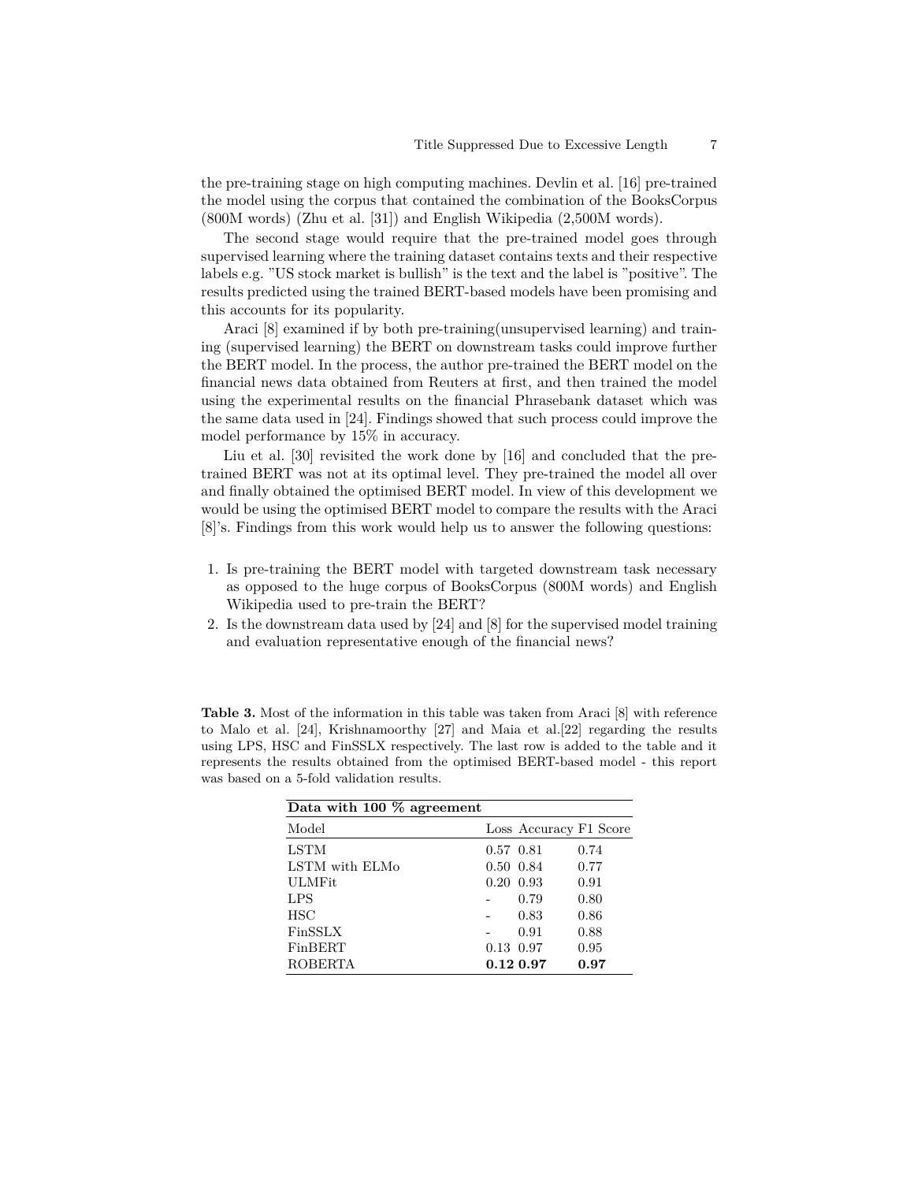the pre-training stage on high computing machines. Devlin et al. [16] pre-trained the model using the corpus that contained the combination of the BooksCorpus (800M words) (Zhu et al. [31]) and English Wikipedia (2,500M words).

The second stage would require that the pre-trained model goes through supervised learning where the training dataset contains texts and their respective labels e.g. "US stock market is bullish" is the text and the label is "positive". The results predicted using the trained BERT-based models have been promising and this accounts for its popularity.

Araci [8] examined if by both pre-training(unsupervised learning) and training (supervised learning) the BERT on downstream tasks could improve further the BERT model. In the process, the author pre-trained the BERT model on the financial news data obtained from Reuters at first, and then trained the model using the experimental results on the financial Phrasebank dataset which was the same data used in [24]. Findings showed that such process could improve the model performance by 15% in accuracy.

Liu et al. [30] revisited the work done by [16] and concluded that the pre-trained BERT was not at its optimal level. They pre-trained the model all over and finally obtained the optimised BERT model. In view of this development we would be using the optimised BERT model to compare the results with the Araci [8]'s. Findings from this work would help us to answer the following questions:

1. Is pre-training the BERT model with targeted downstream task necessary as opposed to the huge corpus of BooksCorpus (800M words) and English Wikipedia used to pre-train the BERT?
2. Is the downstream data used by [24] and [8] for the supervised model training and evaluation representative enough of the financial news?

**Table 3.** Most of the information in this table was taken from Araci [8] with reference to Malo et al. [24], Krishnamoorthy [27] and Maia et al.[22] regarding the results using LPS, HSC and FinSSLX respectively. The last row is added to the table and it represents the results obtained from the optimised BERT-based model - this report was based on a 5-fold validation results.

| **Data with 100 % agreement** | | | |
|---|---|---|---|
| Model | Loss | Accuracy | F1 Score |
| LSTM | 0.57 | 0.81 | 0.74 |
| LSTM with ELMo | 0.50 | 0.84 | 0.77 |
| ULMFit | 0.20 | 0.93 | 0.91 |
| LPS | - | 0.79 | 0.80 |
| HSC | - | 0.83 | 0.86 |
| FinSSLX | - | 0.91 | 0.88 |
| FinBERT | 0.13 | 0.97 | 0.95 |
| ROBERTA | **0.12** | **0.97** | **0.97** |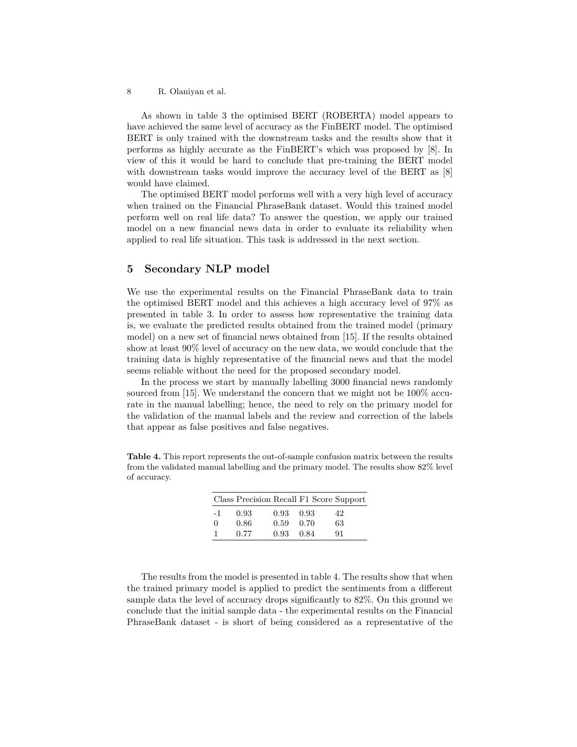As shown in table 3 the optimised BERT (ROBERTA) model appears to have achieved the same level of accuracy as the FinBERT model. The optimised BERT is only trained with the downstream tasks and the results show that it performs as highly accurate as the FinBERT's which was proposed by [8]. In view of this it would be hard to conclude that pre-training the BERT model with downstream tasks would improve the accuracy level of the BERT as [8] would have claimed.

The optimised BERT model performs well with a very high level of accuracy when trained on the Financial PhraseBank dataset. Would this trained model perform well on real life data? To answer the question, we apply our trained model on a new financial news data in order to evaluate its reliability when applied to real life situation. This task is addressed in the next section.

## 5 Secondary NLP model

We use the experimental results on the Financial PhraseBank data to train the optimised BERT model and this achieves a high accuracy level of 97% as presented in table 3. In order to assess how representative the training data is, we evaluate the predicted results obtained from the trained model (primary model) on a new set of financial news obtained from [15]. If the results obtained show at least 90% level of accuracy on the new data, we would conclude that the training data is highly representative of the financial news and that the model seems reliable without the need for the proposed secondary model.

In the process we start by manually labelling 3000 financial news randomly sourced from [15]. We understand the concern that we might not be 100% accurate in the manual labelling; hence, the need to rely on the primary model for the validation of the manual labels and the review and correction of the labels that appear as false positives and false negatives.

**Table 4.** This report represents the out-of-sample confusion matrix between the results from the validated manual labelling and the primary model. The results show 82% level of accuracy.

| Class | Precision | Recall | F1 Score | Support |
|---|---|---|---|---|
| -1 | 0.93 | 0.93 | 0.93 | 42 |
| 0 | 0.86 | 0.59 | 0.70 | 63 |
| 1 | 0.77 | 0.93 | 0.84 | 91 |

The results from the model is presented in table 4. The results show that when the trained primary model is applied to predict the sentiments from a different sample data the level of accuracy drops significantly to 82%. On this ground we conclude that the initial sample data - the experimental results on the Financial PhraseBank dataset - is short of being considered as a representative of the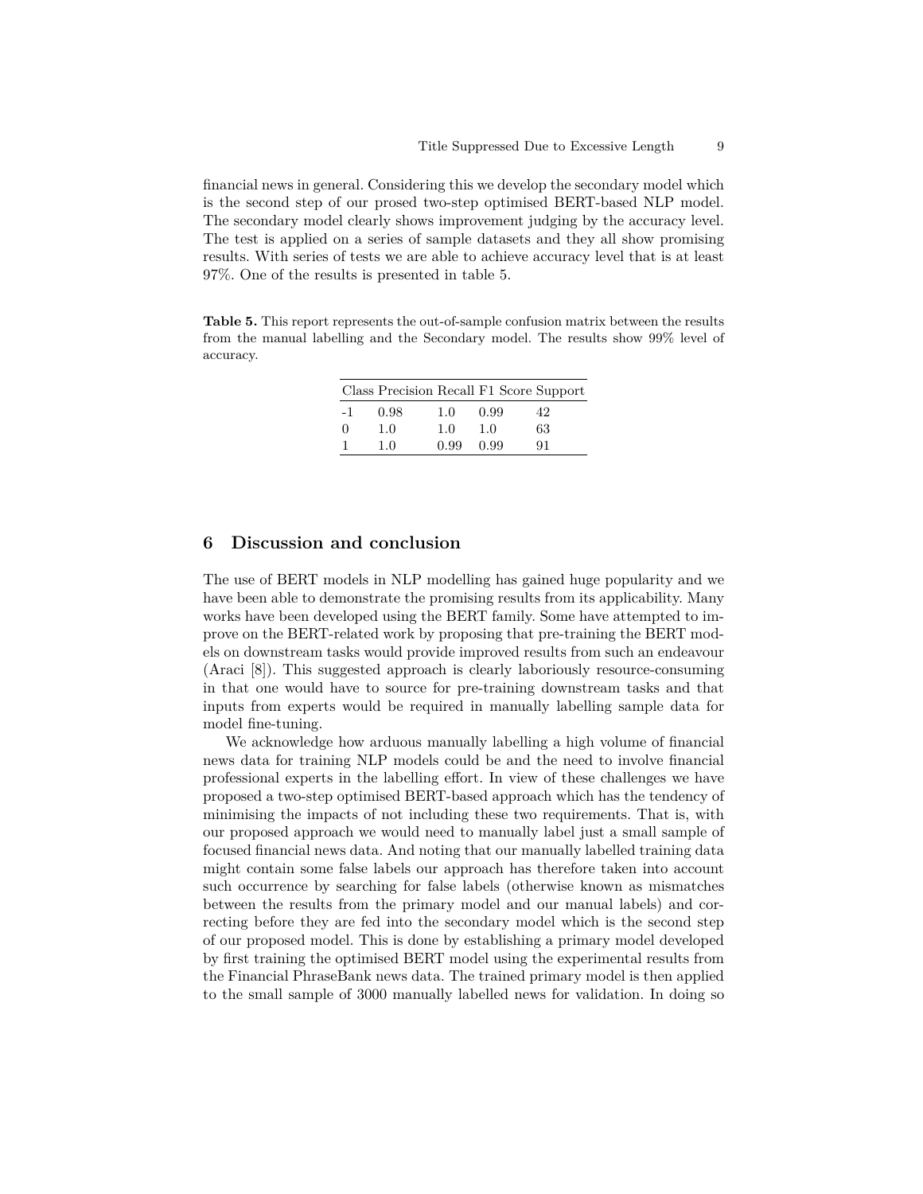financial news in general. Considering this we develop the secondary model which is the second step of our prosed two-step optimised BERT-based NLP model. The secondary model clearly shows improvement judging by the accuracy level. The test is applied on a series of sample datasets and they all show promising results. With series of tests we are able to achieve accuracy level that is at least 97%. One of the results is presented in table 5.

**Table 5.** This report represents the out-of-sample confusion matrix between the results from the manual labelling and the Secondary model. The results show 99% level of accuracy.

| Class | Precision | Recall | F1 Score | Support |
|---|---|---|---|---|
| -1 | 0.98 | 1.0 | 0.99 | 42 |
| 0 | 1.0 | 1.0 | 1.0 | 63 |
| 1 | 1.0 | 0.99 | 0.99 | 91 |

## 6 Discussion and conclusion

The use of BERT models in NLP modelling has gained huge popularity and we have been able to demonstrate the promising results from its applicability. Many works have been developed using the BERT family. Some have attempted to improve on the BERT-related work by proposing that pre-training the BERT models on downstream tasks would provide improved results from such an endeavour (Araci [8]). This suggested approach is clearly laboriously resource-consuming in that one would have to source for pre-training downstream tasks and that inputs from experts would be required in manually labelling sample data for model fine-tuning.

We acknowledge how arduous manually labelling a high volume of financial news data for training NLP models could be and the need to involve financial professional experts in the labelling effort. In view of these challenges we have proposed a two-step optimised BERT-based approach which has the tendency of minimising the impacts of not including these two requirements. That is, with our proposed approach we would need to manually label just a small sample of focused financial news data. And noting that our manually labelled training data might contain some false labels our approach has therefore taken into account such occurrence by searching for false labels (otherwise known as mismatches between the results from the primary model and our manual labels) and correcting before they are fed into the secondary model which is the second step of our proposed model. This is done by establishing a primary model developed by first training the optimised BERT model using the experimental results from the Financial PhraseBank news data. The trained primary model is then applied to the small sample of 3000 manually labelled news for validation. In doing so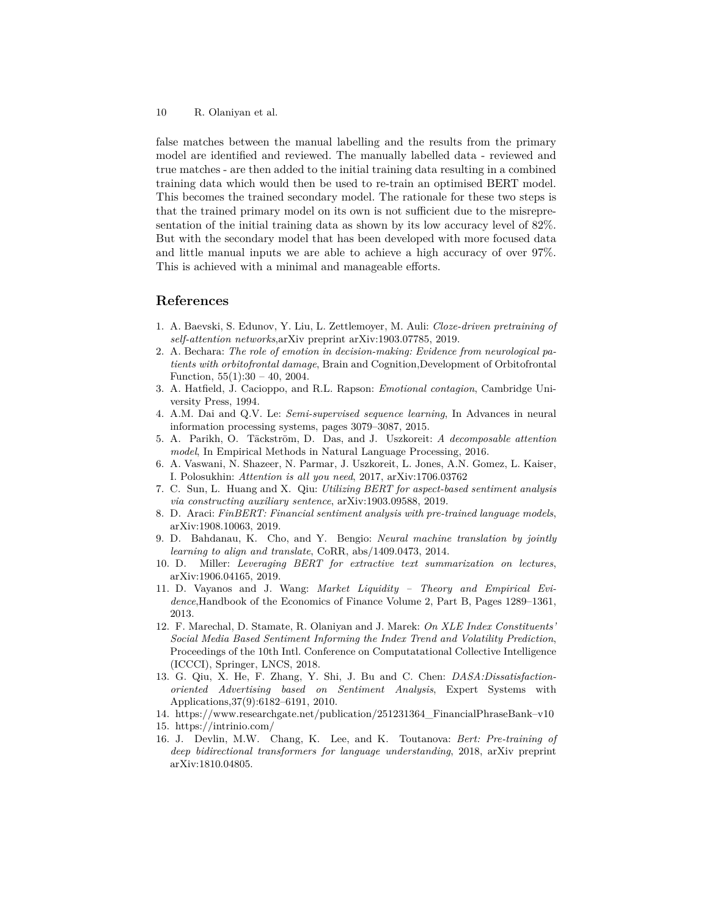false matches between the manual labelling and the results from the primary model are identified and reviewed. The manually labelled data - reviewed and true matches - are then added to the initial training data resulting in a combined training data which would then be used to re-train an optimised BERT model. This becomes the trained secondary model. The rationale for these two steps is that the trained primary model on its own is not sufficient due to the misrepresentation of the initial training data as shown by its low accuracy level of 82%. But with the secondary model that has been developed with more focused data and little manual inputs we are able to achieve a high accuracy of over 97%. This is achieved with a minimal and manageable efforts.

## References

1. A. Baevski, S. Edunov, Y. Liu, L. Zettlemoyer, M. Auli: *Cloze-driven pretraining of self-attention networks*,arXiv preprint arXiv:1903.07785, 2019.
2. A. Bechara: *The role of emotion in decision-making: Evidence from neurological patients with orbitofrontal damage*, Brain and Cognition,Development of Orbitofrontal Function, 55(1):30 – 40, 2004.
3. A. Hatfield, J. Cacioppo, and R.L. Rapson: *Emotional contagion*, Cambridge University Press, 1994.
4. A.M. Dai and Q.V. Le: *Semi-supervised sequence learning*, In Advances in neural information processing systems, pages 3079–3087, 2015.
5. A. Parikh, O. Täckström, D. Das, and J. Uszkoreit: *A decomposable attention model*, In Empirical Methods in Natural Language Processing, 2016.
6. A. Vaswani, N. Shazeer, N. Parmar, J. Uszkoreit, L. Jones, A.N. Gomez, L. Kaiser, I. Polosukhin: *Attention is all you need*, 2017, arXiv:1706.03762
7. C. Sun, L. Huang and X. Qiu: *Utilizing BERT for aspect-based sentiment analysis via constructing auxiliary sentence*, arXiv:1903.09588, 2019.
8. D. Araci: *FinBERT: Financial sentiment analysis with pre-trained language models*, arXiv:1908.10063, 2019.
9. D. Bahdanau, K. Cho, and Y. Bengio: *Neural machine translation by jointly learning to align and translate*, CoRR, abs/1409.0473, 2014.
10. D. Miller: *Leveraging BERT for extractive text summarization on lectures*, arXiv:1906.04165, 2019.
11. D. Vayanos and J. Wang: *Market Liquidity – Theory and Empirical Evidence*,Handbook of the Economics of Finance Volume 2, Part B, Pages 1289–1361, 2013.
12. F. Marechal, D. Stamate, R. Olaniyan and J. Marek: *On XLE Index Constituents' Social Media Based Sentiment Informing the Index Trend and Volatility Prediction*, Proceedings of the 10th Intl. Conference on Computational Collective Intelligence (ICCCI), Springer, LNCS, 2018.
13. G. Qiu, X. He, F. Zhang, Y. Shi, J. Bu and C. Chen: *DASA:Dissatisfaction-oriented Advertising based on Sentiment Analysis*, Expert Systems with Applications,37(9):6182–6191, 2010.
14. https://www.researchgate.net/publication/251231364_FinancialPhraseBank–v10
15. https://intrinio.com/
16. J. Devlin, M.W. Chang, K. Lee, and K. Toutanova: *Bert: Pre-training of deep bidirectional transformers for language understanding*, 2018, arXiv preprint arXiv:1810.04805.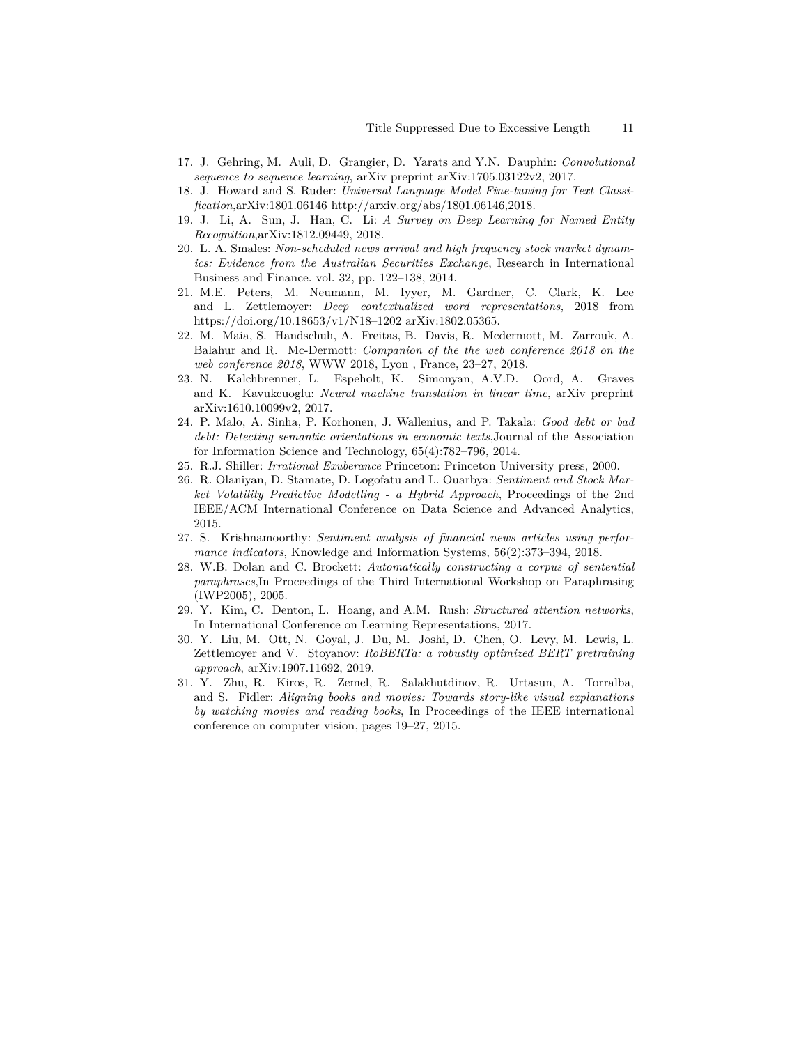17. J. Gehring, M. Auli, D. Grangier, D. Yarats and Y.N. Dauphin: *Convolutional sequence to sequence learning*, arXiv preprint arXiv:1705.03122v2, 2017.
18. J. Howard and S. Ruder: *Universal Language Model Fine-tuning for Text Classification*,arXiv:1801.06146 http://arxiv.org/abs/1801.06146,2018.
19. J. Li, A. Sun, J. Han, C. Li: *A Survey on Deep Learning for Named Entity Recognition*,arXiv:1812.09449, 2018.
20. L. A. Smales: *Non-scheduled news arrival and high frequency stock market dynamics: Evidence from the Australian Securities Exchange*, Research in International Business and Finance. vol. 32, pp. 122–138, 2014.
21. M.E. Peters, M. Neumann, M. Iyyer, M. Gardner, C. Clark, K. Lee and L. Zettlemoyer: *Deep contextualized word representations*, 2018 from https://doi.org/10.18653/v1/N18–1202 arXiv:1802.05365.
22. M. Maia, S. Handschuh, A. Freitas, B. Davis, R. Mcdermott, M. Zarrouk, A. Balahur and R. Mc-Dermott: *Companion of the the web conference 2018 on the web conference 2018*, WWW 2018, Lyon , France, 23–27, 2018.
23. N. Kalchbrenner, L. Espeholt, K. Simonyan, A.V.D. Oord, A. Graves and K. Kavukcuoglu: *Neural machine translation in linear time*, arXiv preprint arXiv:1610.10099v2, 2017.
24. P. Malo, A. Sinha, P. Korhonen, J. Wallenius, and P. Takala: *Good debt or bad debt: Detecting semantic orientations in economic texts*,Journal of the Association for Information Science and Technology, 65(4):782–796, 2014.
25. R.J. Shiller: *Irrational Exuberance* Princeton: Princeton University press, 2000.
26. R. Olaniyan, D. Stamate, D. Logofatu and L. Ouarbya: *Sentiment and Stock Market Volatility Predictive Modelling - a Hybrid Approach*, Proceedings of the 2nd IEEE/ACM International Conference on Data Science and Advanced Analytics, 2015.
27. S. Krishnamoorthy: *Sentiment analysis of financial news articles using performance indicators*, Knowledge and Information Systems, 56(2):373–394, 2018.
28. W.B. Dolan and C. Brockett: *Automatically constructing a corpus of sentential paraphrases*,In Proceedings of the Third International Workshop on Paraphrasing (IWP2005), 2005.
29. Y. Kim, C. Denton, L. Hoang, and A.M. Rush: *Structured attention networks*, In International Conference on Learning Representations, 2017.
30. Y. Liu, M. Ott, N. Goyal, J. Du, M. Joshi, D. Chen, O. Levy, M. Lewis, L. Zettlemoyer and V. Stoyanov: *RoBERTa: a robustly optimized BERT pretraining approach*, arXiv:1907.11692, 2019.
31. Y. Zhu, R. Kiros, R. Zemel, R. Salakhutdinov, R. Urtasun, A. Torralba, and S. Fidler: *Aligning books and movies: Towards story-like visual explanations by watching movies and reading books*, In Proceedings of the IEEE international conference on computer vision, pages 19–27, 2015.